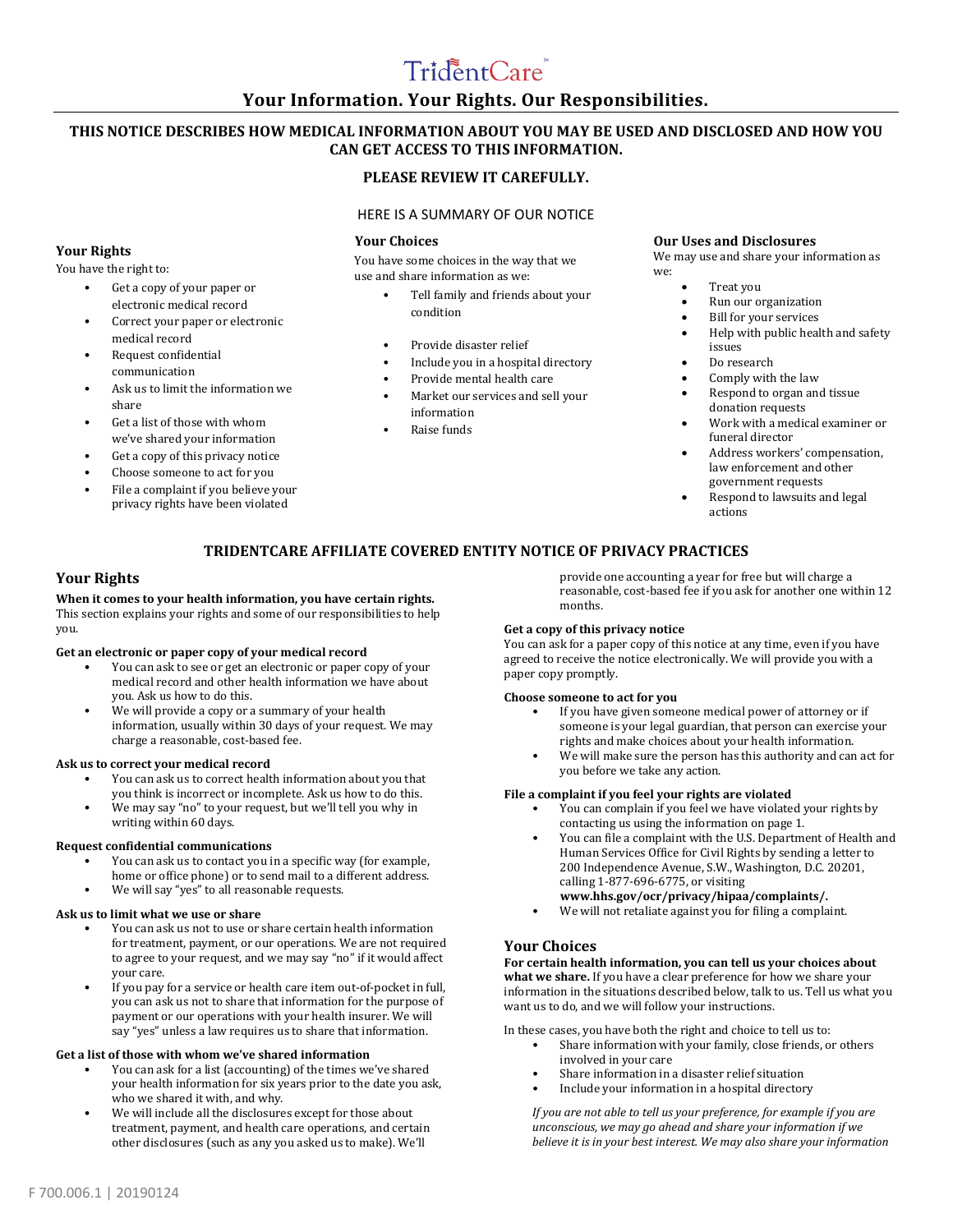TridentCare

# Your Information. Your Rights. Our Responsibilities.

**THIS NOTICE DESCRIBES HOW MEDICAL INFORMATION ABOUT YOU MAY BE USED AND DISCLOSED AND HOW YOU CAN GET ACCESS TO THIS INFORMATION.**

**PLEASE REVIEW IT CAREFULLY.**

HERE IS A SUMMARY OF OUR NOTICE

### Your Rights

You have the right to:

- Get a copy of your paper or electronic medical record
- Correct your paper or electronic medical record
- Request confidential communication
- Ask us to limit the information we share
- Get a list of those with whom we've shared your information
- Get a copy of this privacy notice
- Choose someone to act for you
- File a complaint if you believe your privacy rights have been violated

### Your Choices

You have some choices in the way that we use and share information as we:

- Tell family and friends about your condition
- Provide disaster relief
- Include you in a hospital directory
- Provide mental health care
- Market our services and sell your information
- Raise funds

### Our Uses and Disclosures

We may use and share your information as we:

- Treat you
- Run our organization
- Bill for your services
- Help with public health and safety issues
- Do research
- Comply with the law
- Respond to organ and tissue donation requests
- Work with a medical examiner or funeral director
- Address workers' compensation, law enforcement and other government requests
- Respond to lawsuits and legal actions

## TRIDENTCARE AFFILIATE COVERED ENTITY NOTICE OF PRIVACY PRACTICES

## Your Rights

**When it comes to your health information, you have certain rights.** This section explains your rights and some of our responsibilities to help you.

**Get an electronic or paper copy of your medical record**

- You can ask to see or get an electronic or paper copy of your medical record and other health information we have about you. Ask us how to do this.
- We will provide a copy or a summary of your health information, usually within 30 days of your request. We may charge a reasonable, cost-based fee.

**Ask us to correct your medical record**

- You can ask us to correct health information about you that you think is incorrect or incomplete. Ask us how to do this.
- We may say "no" to your request, but we'll tell you why in writing within 60 days.

**Request confidential communications**

- You can ask us to contact you in a specific way (for example, home or office phone) or to send mail to a different address.
- We will say "yes" to all reasonable requests.

**Ask us to limit what we use or share**

- You can ask us not to use or share certain health information for treatment, payment, or our operations. We are not required to agree to your request, and we may say "no" if it would affect your care.
- If you pay for a service or health care item out-of-pocket in full, you can ask us not to share that information for the purpose of payment or our operations with your health insurer. We will say "yes" unless a law requires us to share that information.

**Get a list of those with whom we've shared information**

- You can ask for a list (accounting) of the times we've shared your health information for six years prior to the date you ask, who we shared it with, and why.
- We will include all the disclosures except for those about treatment, payment, and health care operations, and certain other disclosures (such as any you asked us to make). We'll provide one accounting a year for free but will charge a reasonable, cost-based fee if you ask for another one within 12 months.

**Get a copy of this privacy notice**

You can ask for a paper copy of this notice at any time, even if you have agreed to receive the notice electronically. We will provide you with a paper copy promptly.

**Choose someone to act for you**

- If you have given someone medical power of attorney or if someone is your legal guardian, that person can exercise your rights and make choices about your health information.
- We will make sure the person has this authority and can act for you before we take any action.

**File a complaint if you feel your rights are violated**

- You can complain if you feel we have violated your rights by contacting us using the information on page 1.
- You can file a complaint with the U.S. Department of Health and Human Services Office for Civil Rights by sending a letter to 200 Independence Avenue, S.W., Washington, D.C. 20201, calling 1-877-696-6775, or visiting **www.hhs.gov/ocr/privacy/hipaa/complaints/.**
- We will not retaliate against you for filing a complaint.

## Your Choices

**For certain health information, you can tell us your choices about what we share.** If you have a clear preference for how we share your information in the situations described below, talk to us. Tell us what you want us to do, and we will follow your instructions.

In these cases, you have both the right and choice to tell us to:

- Share information with your family, close friends, or others involved in your care
- Share information in a disaster relief situation
- Include your information in a hospital directory

*If you are not able to tell us your preference, for example if you are unconscious, we may go ahead and share your information if we believe it is in your best interest. We may also share your information*

F 700.006.1 | 20190124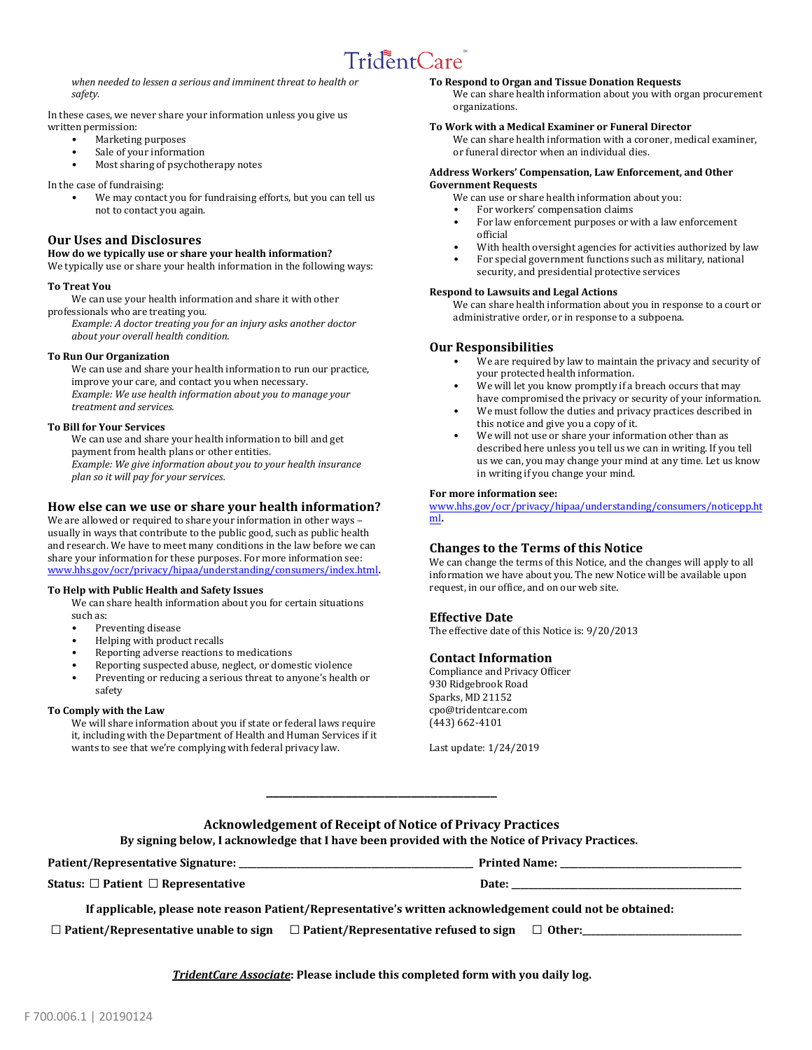*when needed to lessen a serious and imminent threat to health or safety.*

In these cases, we never share your information unless you give us written permission:

- Marketing purposes
- Sale of your information
- Most sharing of psychotherapy notes

In the case of fundraising:

- We may contact you for fundraising efforts, but you can tell us not to contact you again.

## Our Uses and Disclosures

**How do we typically use or share your health information?**
We typically use or share your health information in the following ways:

**To Treat You**
We can use your health information and share it with other professionals who are treating you.
*Example: A doctor treating you for an injury asks another doctor about your overall health condition.*

**To Run Our Organization**
We can use and share your health information to run our practice, improve your care, and contact you when necessary.
*Example: We use health information about you to manage your treatment and services.*

**To Bill for Your Services**
We can use and share your health information to bill and get payment from health plans or other entities.
*Example: We give information about you to your health insurance plan so it will pay for your services.*

## How else can we use or share your health information?

We are allowed or required to share your information in other ways – usually in ways that contribute to the public good, such as public health and research. We have to meet many conditions in the law before we can share your information for these purposes. For more information see: www.hhs.gov/ocr/privacy/hipaa/understanding/consumers/index.html.

**To Help with Public Health and Safety Issues**
We can share health information about you for certain situations such as:

- Preventing disease
- Helping with product recalls
- Reporting adverse reactions to medications
- Reporting suspected abuse, neglect, or domestic violence
- Preventing or reducing a serious threat to anyone's health or safety

**To Comply with the Law**
We will share information about you if state or federal laws require it, including with the Department of Health and Human Services if it wants to see that we're complying with federal privacy law.

**To Respond to Organ and Tissue Donation Requests**
We can share health information about you with organ procurement organizations.

**To Work with a Medical Examiner or Funeral Director**
We can share health information with a coroner, medical examiner, or funeral director when an individual dies.

**Address Workers' Compensation, Law Enforcement, and Other Government Requests**
We can use or share health information about you:

- For workers' compensation claims
- For law enforcement purposes or with a law enforcement official
- With health oversight agencies for activities authorized by law
- For special government functions such as military, national security, and presidential protective services

**Respond to Lawsuits and Legal Actions**
We can share health information about you in response to a court or administrative order, or in response to a subpoena.

## Our Responsibilities

- We are required by law to maintain the privacy and security of your protected health information.
- We will let you know promptly if a breach occurs that may have compromised the privacy or security of your information.
- We must follow the duties and privacy practices described in this notice and give you a copy of it.
- We will not use or share your information other than as described here unless you tell us we can in writing. If you tell us we can, you may change your mind at any time. Let us know in writing if you change your mind.

**For more information see:**
www.hhs.gov/ocr/privacy/hipaa/understanding/consumers/noticepp.html.

## Changes to the Terms of this Notice

We can change the terms of this Notice, and the changes will apply to all information we have about you. The new Notice will be available upon request, in our office, and on our web site.

## Effective Date

The effective date of this Notice is: 9/20/2013

## Contact Information

Compliance and Privacy Officer
930 Ridgebrook Road
Sparks, MD 21152
cpo@tridentcare.com
(443) 662-4101

Last update: 1/24/2019

---

### Acknowledgement of Receipt of Notice of Privacy Practices

**By signing below, I acknowledge that I have been provided with the Notice of Privacy Practices.**

**Patient/Representative Signature:** ______________________________ **Printed Name:** ______________________________

**Status:** ☐ **Patient** ☐ **Representative** **Date:** ______________________________

**If applicable, please note reason Patient/Representative's written acknowledgement could not be obtained:**

☐ **Patient/Representative unable to sign** ☐ **Patient/Representative refused to sign** ☐ **Other:**______________________

***TridentCare Associate*: Please include this completed form with you daily log.**

F 700.006.1 | 20190124